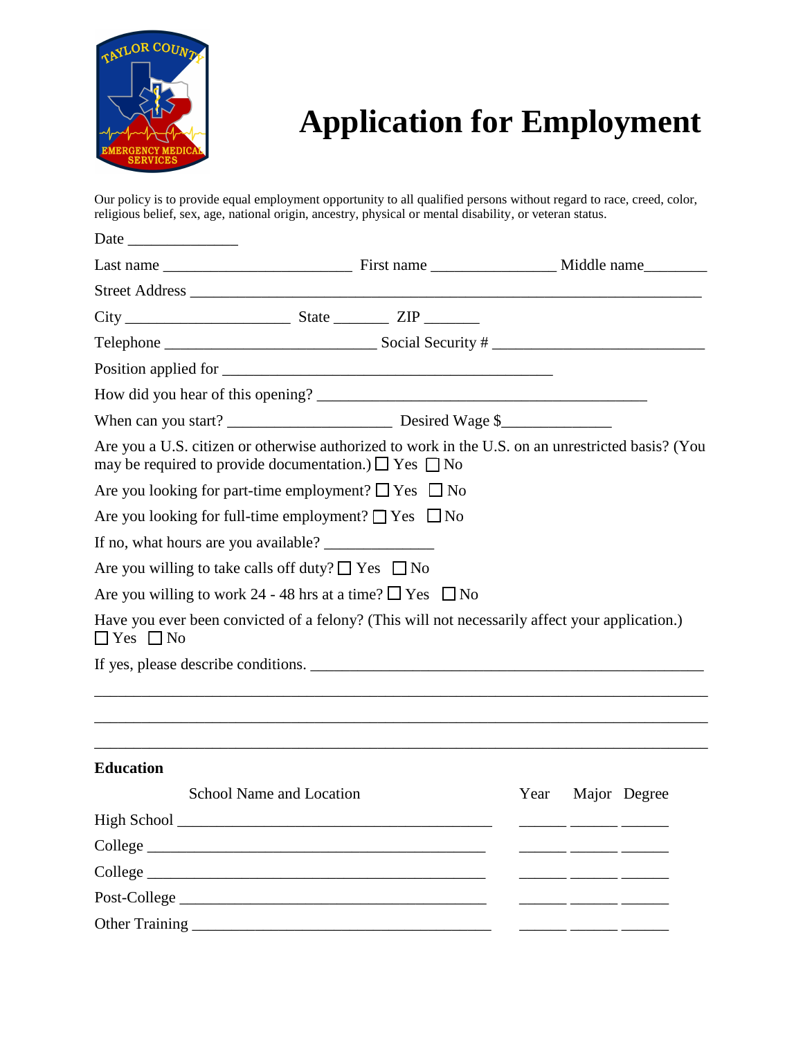# Application for Employment

Our policy is to provide equal employment opportunity to all qualified persons without regard to race, creed, color, religious belief, sex, age, national origin, ancestry, physical or mental disability, or veteran status.

Date ______________

Last name ________________________ First name ________________ Middle name________

Street Address _________________________________________________________________

City _____________________ State _______ ZIP _______

Telephone ___________________________ Social Security # ___________________________

Position applied for __________________________________________

How did you hear of this opening? __________________________________________

When can you start? _____________________ Desired Wage $______________

Are you a U.S. citizen or otherwise authorized to work in the U.S. on an unrestricted basis? (You may be required to provide documentation.) ☐ Yes ☐ No

Are you looking for part-time employment? ☐ Yes ☐ No

Are you looking for full-time employment? ☐ Yes ☐ No

If no, what hours are you available? ______________

Are you willing to take calls off duty? ☐ Yes ☐ No

Are you willing to work 24 - 48 hrs at a time? ☐ Yes ☐ No

Have you ever been convicted of a felony? (This will not necessarily affect your application.)
☐ Yes ☐ No

If yes, please describe conditions. ___________________________________________________

_______________________________________________________________________________

_______________________________________________________________________________

_______________________________________________________________________________

**Education**

| | School Name and Location | Year | Major | Degree |
|---|---|---|---|---|
| High School | ________________________________________ | ______ | ______ | ______ |
| College | ________________________________________ | ______ | ______ | ______ |
| College | ________________________________________ | ______ | ______ | ______ |
| Post-College | ________________________________________ | ______ | ______ | ______ |
| Other Training | ________________________________________ | ______ | ______ | ______ |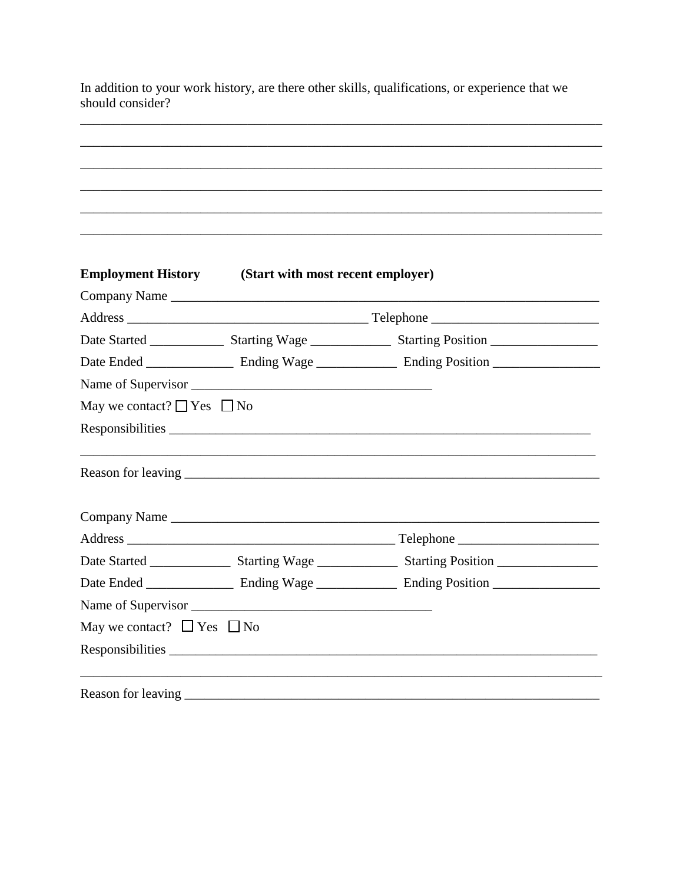In addition to your work history, are there other skills, qualifications, or experience that we should consider?

______________________________________________________________________________

______________________________________________________________________________

______________________________________________________________________________

______________________________________________________________________________

______________________________________________________________________________

______________________________________________________________________________

**Employment History** **(Start with most recent employer)**

Company Name ________________________________________________________________

Address __________________________________ Telephone ________________________

Date Started ___________ Starting Wage ____________ Starting Position ________________

Date Ended _____________ Ending Wage ____________ Ending Position ________________

Name of Supervisor ___________________________________

May we contact? ☐ Yes ☐ No

Responsibilities ______________________________________________________________

______________________________________________________________________________

Reason for leaving ____________________________________________________________

Company Name ________________________________________________________________

Address ______________________________________ Telephone _____________________

Date Started ____________ Starting Wage ____________ Starting Position _______________

Date Ended _____________ Ending Wage ____________ Ending Position ________________

Name of Supervisor ___________________________________

May we contact? ☐ Yes ☐ No

Responsibilities ______________________________________________________________

______________________________________________________________________________

Reason for leaving ____________________________________________________________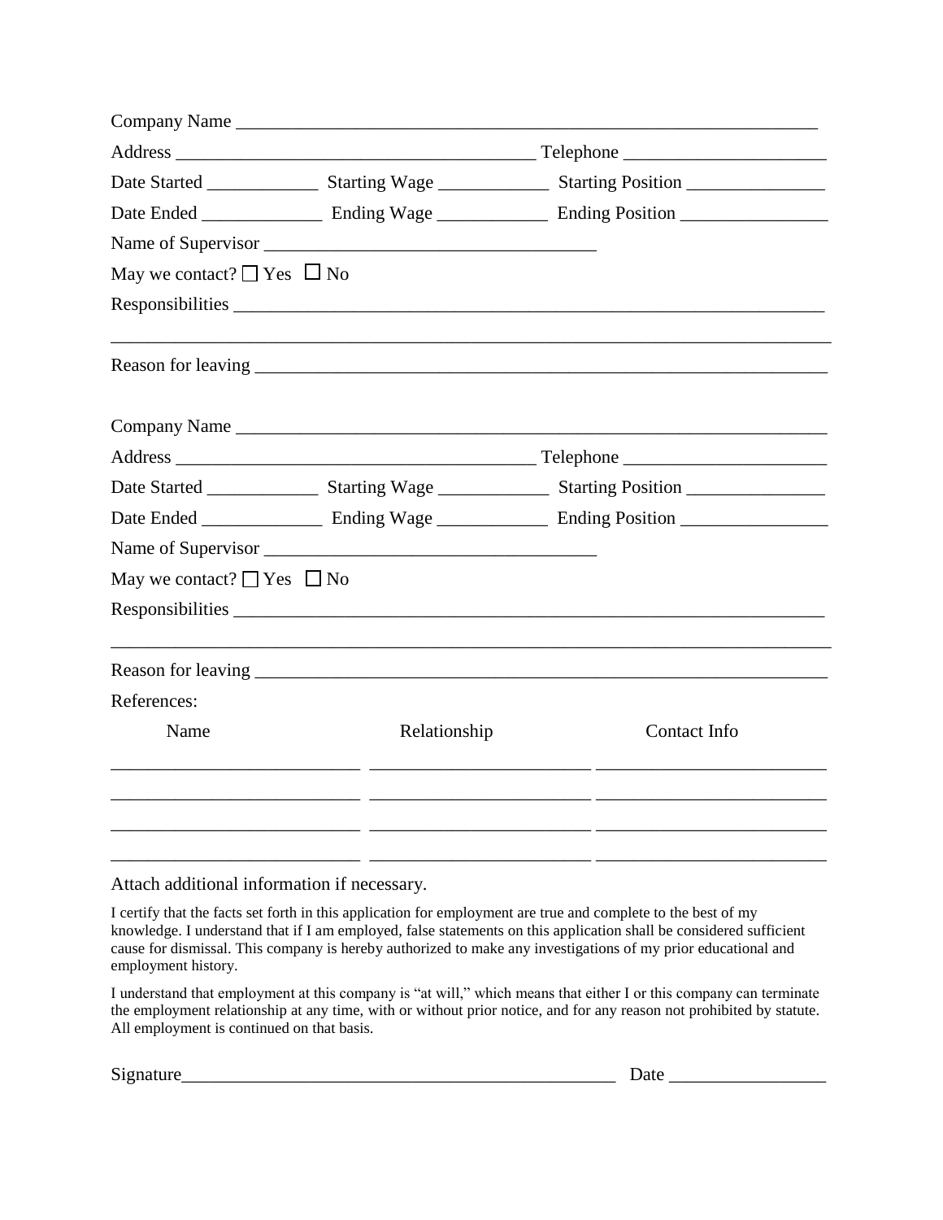Company Name ________________________________________________________________

Address ______________________________________ Telephone _____________________

Date Started ____________ Starting Wage ____________ Starting Position _______________

Date Ended _____________ Ending Wage ____________ Ending Position ________________

Name of Supervisor __________________________________

May we contact? ☐ Yes ☐ No

Responsibilities _________________________________________________________________

_____________________________________________________________________________

Reason for leaving _______________________________________________________________

Company Name ________________________________________________________________

Address ______________________________________ Telephone _____________________

Date Started ____________ Starting Wage ____________ Starting Position _______________

Date Ended _____________ Ending Wage ____________ Ending Position ________________

Name of Supervisor __________________________________

May we contact? ☐ Yes ☐ No

Responsibilities _________________________________________________________________

_____________________________________________________________________________

Reason for leaving _______________________________________________________________

References:

| Name | Relationship | Contact Info |
| --- | --- | --- |
| | | |
| | | |
| | | |
| | | |

Attach additional information if necessary.

I certify that the facts set forth in this application for employment are true and complete to the best of my knowledge. I understand that if I am employed, false statements on this application shall be considered sufficient cause for dismissal. This company is hereby authorized to make any investigations of my prior educational and employment history.

I understand that employment at this company is "at will," which means that either I or this company can terminate the employment relationship at any time, with or without prior notice, and for any reason not prohibited by statute. All employment is continued on that basis.

Signature_______________________________________________ Date _________________